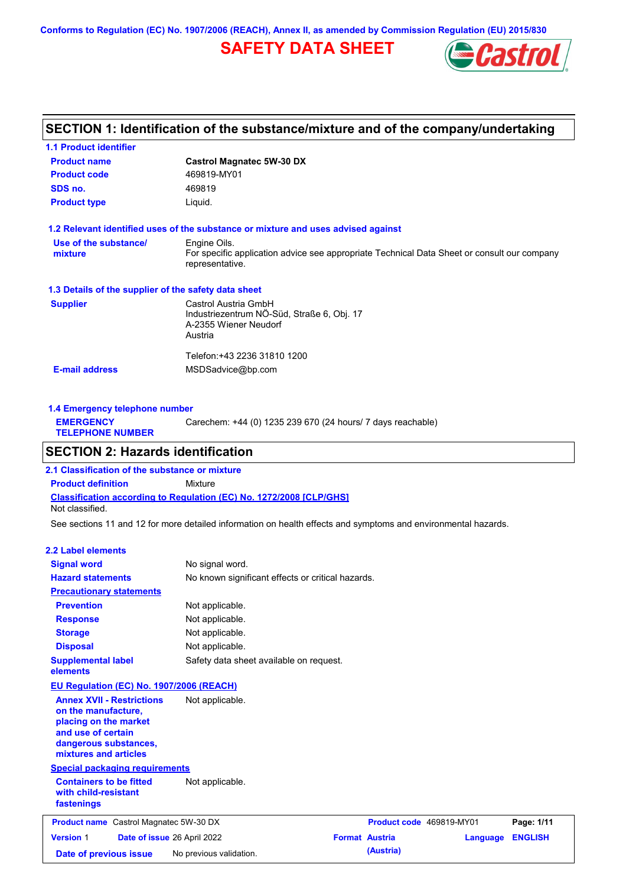Conforms to Regulation (EC) No. 1907/2006 (REACH), Annex II, as amended by Commission Regulation (EU) 2015/830

# SAFETY DATA SHEET

## SECTION 1: Identification of the substance/mixture and of the company/undertaking

### 1.1 Product identifier

| | |
|---|---|
| **Product name** | **Castrol Magnatec 5W-30 DX** |
| **Product code** | 469819-MY01 |
| **SDS no.** | 469819 |
| **Product type** | Liquid. |

### 1.2 Relevant identified uses of the substance or mixture and uses advised against

**Use of the substance/ mixture**: Engine Oils.
For specific application advice see appropriate Technical Data Sheet or consult our company representative.

### 1.3 Details of the supplier of the safety data sheet

**Supplier**
Castrol Austria GmbH
Industriezentrum NÖ-Süd, Straße 6, Obj. 17
A-2355 Wiener Neudorf
Austria

Telefon:+43 2236 31810 1200

**E-mail address**: MSDSadvice@bp.com

### 1.4 Emergency telephone number

**EMERGENCY TELEPHONE NUMBER**: Carechem: +44 (0) 1235 239 670 (24 hours/ 7 days reachable)

## SECTION 2: Hazards identification

### 2.1 Classification of the substance or mixture

**Product definition**: Mixture

**Classification according to Regulation (EC) No. 1272/2008 [CLP/GHS]**
Not classified.

See sections 11 and 12 for more detailed information on health effects and symptoms and environmental hazards.

### 2.2 Label elements

| | |
|---|---|
| **Signal word** | No signal word. |
| **Hazard statements** | No known significant effects or critical hazards. |

**Precautionary statements**

| | |
|---|---|
| **Prevention** | Not applicable. |
| **Response** | Not applicable. |
| **Storage** | Not applicable. |
| **Disposal** | Not applicable. |
| **Supplemental label elements** | Safety data sheet available on request. |

**EU Regulation (EC) No. 1907/2006 (REACH)**

**Annex XVII - Restrictions on the manufacture, placing on the market and use of certain dangerous substances, mixtures and articles**: Not applicable.

**Special packaging requirements**

**Containers to be fitted with child-resistant fastenings**: Not applicable.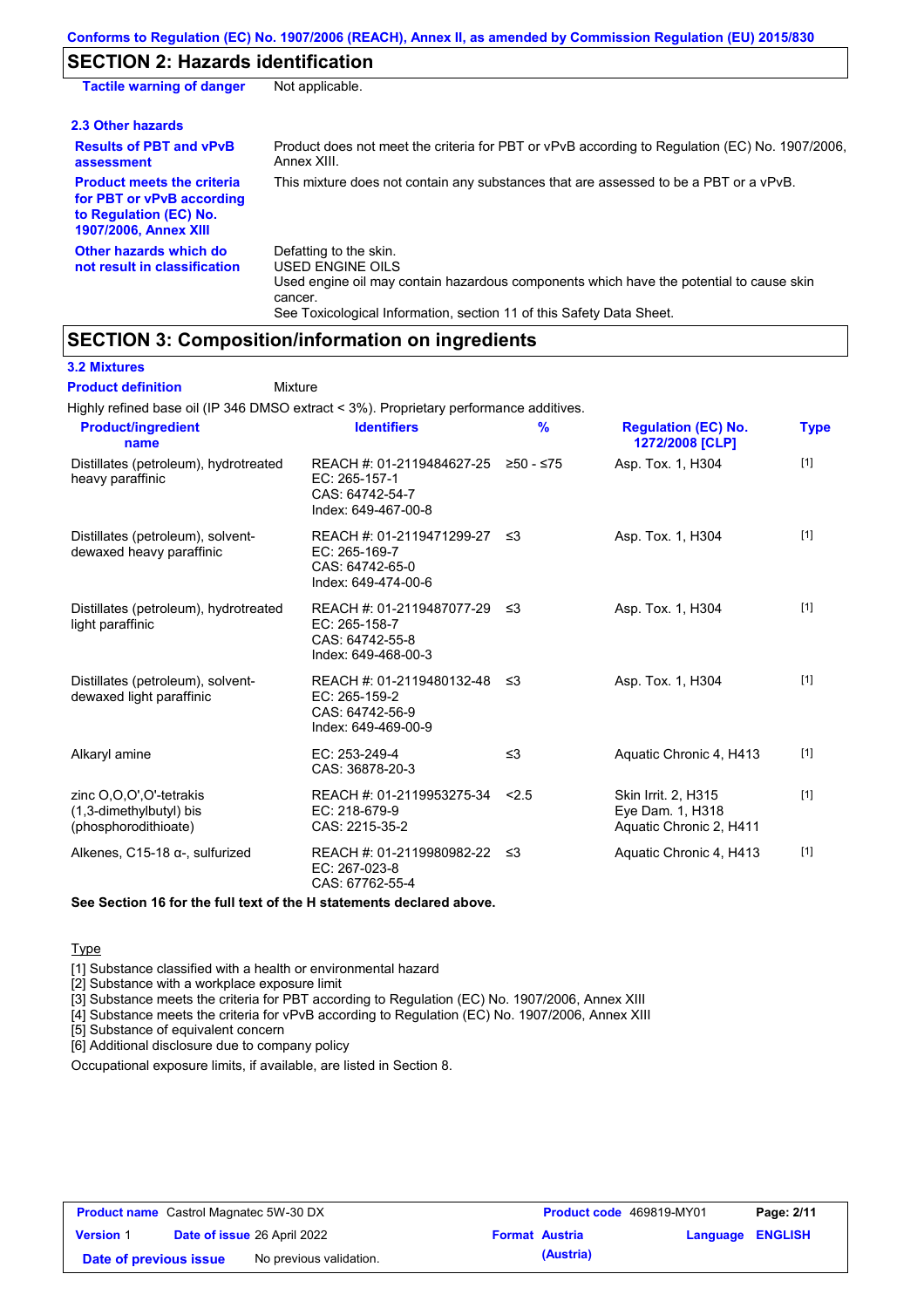## SECTION 2: Hazards identification

**Tactile warning of danger** Not applicable.

### 2.3 Other hazards

**Results of PBT and vPvB assessment**: Product does not meet the criteria for PBT or vPvB according to Regulation (EC) No. 1907/2006, Annex XIII.

**Product meets the criteria for PBT or vPvB according to Regulation (EC) No. 1907/2006, Annex XIII**: This mixture does not contain any substances that are assessed to be a PBT or a vPvB.

**Other hazards which do not result in classification**: Defatting to the skin.
USED ENGINE OILS
Used engine oil may contain hazardous components which have the potential to cause skin cancer.
See Toxicological Information, section 11 of this Safety Data Sheet.

## SECTION 3: Composition/information on ingredients

### 3.2 Mixtures

**Product definition** Mixture

Highly refined base oil (IP 346 DMSO extract < 3%). Proprietary performance additives.

| Product/ingredient name | Identifiers | % | Regulation (EC) No. 1272/2008 [CLP] | Type |
|---|---|---|---|---|
| Distillates (petroleum), hydrotreated heavy paraffinic | REACH #: 01-2119484627-25<br>EC: 265-157-1<br>CAS: 64742-54-7<br>Index: 649-467-00-8 | ≥50 - ≤75 | Asp. Tox. 1, H304 | [1] |
| Distillates (petroleum), solvent-dewaxed heavy paraffinic | REACH #: 01-2119471299-27<br>EC: 265-169-7<br>CAS: 64742-65-0<br>Index: 649-474-00-6 | ≤3 | Asp. Tox. 1, H304 | [1] |
| Distillates (petroleum), hydrotreated light paraffinic | REACH #: 01-2119487077-29<br>EC: 265-158-7<br>CAS: 64742-55-8<br>Index: 649-468-00-3 | ≤3 | Asp. Tox. 1, H304 | [1] |
| Distillates (petroleum), solvent-dewaxed light paraffinic | REACH #: 01-2119480132-48<br>EC: 265-159-2<br>CAS: 64742-56-9<br>Index: 649-469-00-9 | ≤3 | Asp. Tox. 1, H304 | [1] |
| Alkaryl amine | EC: 253-249-4<br>CAS: 36878-20-3 | ≤3 | Aquatic Chronic 4, H413 | [1] |
| zinc O,O,O',O'-tetrakis (1,3-dimethylbutyl) bis (phosphorodithioate) | REACH #: 01-2119953275-34<br>EC: 218-679-9<br>CAS: 2215-35-2 | <2.5 | Skin Irrit. 2, H315<br>Eye Dam. 1, H318<br>Aquatic Chronic 2, H411 | [1] |
| Alkenes, C15-18 α-, sulfurized | REACH #: 01-2119980982-22<br>EC: 267-023-8<br>CAS: 67762-55-4 | ≤3 | Aquatic Chronic 4, H413 | [1] |

**See Section 16 for the full text of the H statements declared above.**

Type

[1] Substance classified with a health or environmental hazard
[2] Substance with a workplace exposure limit
[3] Substance meets the criteria for PBT according to Regulation (EC) No. 1907/2006, Annex XIII
[4] Substance meets the criteria for vPvB according to Regulation (EC) No. 1907/2006, Annex XIII
[5] Substance of equivalent concern
[6] Additional disclosure due to company policy

Occupational exposure limits, if available, are listed in Section 8.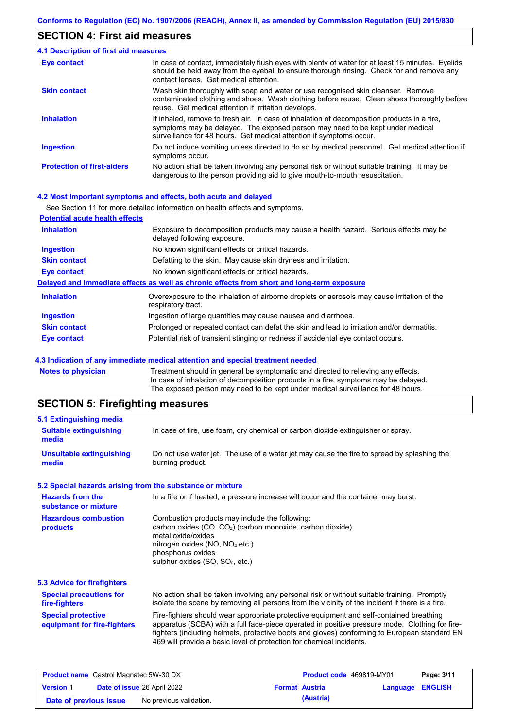## SECTION 4: First aid measures

### 4.1 Description of first aid measures

| | |
|---|---|
| **Eye contact** | In case of contact, immediately flush eyes with plenty of water for at least 15 minutes. Eyelids should be held away from the eyeball to ensure thorough rinsing. Check for and remove any contact lenses. Get medical attention. |
| **Skin contact** | Wash skin thoroughly with soap and water or use recognised skin cleanser. Remove contaminated clothing and shoes. Wash clothing before reuse. Clean shoes thoroughly before reuse. Get medical attention if irritation develops. |
| **Inhalation** | If inhaled, remove to fresh air. In case of inhalation of decomposition products in a fire, symptoms may be delayed. The exposed person may need to be kept under medical surveillance for 48 hours. Get medical attention if symptoms occur. |
| **Ingestion** | Do not induce vomiting unless directed to do so by medical personnel. Get medical attention if symptoms occur. |
| **Protection of first-aiders** | No action shall be taken involving any personal risk or without suitable training. It may be dangerous to the person providing aid to give mouth-to-mouth resuscitation. |

### 4.2 Most important symptoms and effects, both acute and delayed

See Section 11 for more detailed information on health effects and symptoms.

**Potential acute health effects**

| | |
|---|---|
| **Inhalation** | Exposure to decomposition products may cause a health hazard. Serious effects may be delayed following exposure. |
| **Ingestion** | No known significant effects or critical hazards. |
| **Skin contact** | Defatting to the skin. May cause skin dryness and irritation. |
| **Eye contact** | No known significant effects or critical hazards. |

**Delayed and immediate effects as well as chronic effects from short and long-term exposure**

| | |
|---|---|
| **Inhalation** | Overexposure to the inhalation of airborne droplets or aerosols may cause irritation of the respiratory tract. |
| **Ingestion** | Ingestion of large quantities may cause nausea and diarrhoea. |
| **Skin contact** | Prolonged or repeated contact can defat the skin and lead to irritation and/or dermatitis. |
| **Eye contact** | Potential risk of transient stinging or redness if accidental eye contact occurs. |

### 4.3 Indication of any immediate medical attention and special treatment needed

| | |
|---|---|
| **Notes to physician** | Treatment should in general be symptomatic and directed to relieving any effects. In case of inhalation of decomposition products in a fire, symptoms may be delayed. The exposed person may need to be kept under medical surveillance for 48 hours. |

## SECTION 5: Firefighting measures

### 5.1 Extinguishing media

| | |
|---|---|
| **Suitable extinguishing media** | In case of fire, use foam, dry chemical or carbon dioxide extinguisher or spray. |
| **Unsuitable extinguishing media** | Do not use water jet. The use of a water jet may cause the fire to spread by splashing the burning product. |

### 5.2 Special hazards arising from the substance or mixture

| | |
|---|---|
| **Hazards from the substance or mixture** | In a fire or if heated, a pressure increase will occur and the container may burst. |
| **Hazardous combustion products** | Combustion products may include the following:<br>carbon oxides ($CO$, $CO_2$) (carbon monoxide, carbon dioxide)<br>metal oxide/oxides<br>nitrogen oxides ($NO$, $NO_2$ etc.)<br>phosphorus oxides<br>sulphur oxides ($SO$, $SO_2$, etc.) |

### 5.3 Advice for firefighters

| | |
|---|---|
| **Special precautions for fire-fighters** | No action shall be taken involving any personal risk or without suitable training. Promptly isolate the scene by removing all persons from the vicinity of the incident if there is a fire. |
| **Special protective equipment for fire-fighters** | Fire-fighters should wear appropriate protective equipment and self-contained breathing apparatus (SCBA) with a full face-piece operated in positive pressure mode. Clothing for fire-fighters (including helmets, protective boots and gloves) conforming to European standard EN 469 will provide a basic level of protection for chemical incidents. |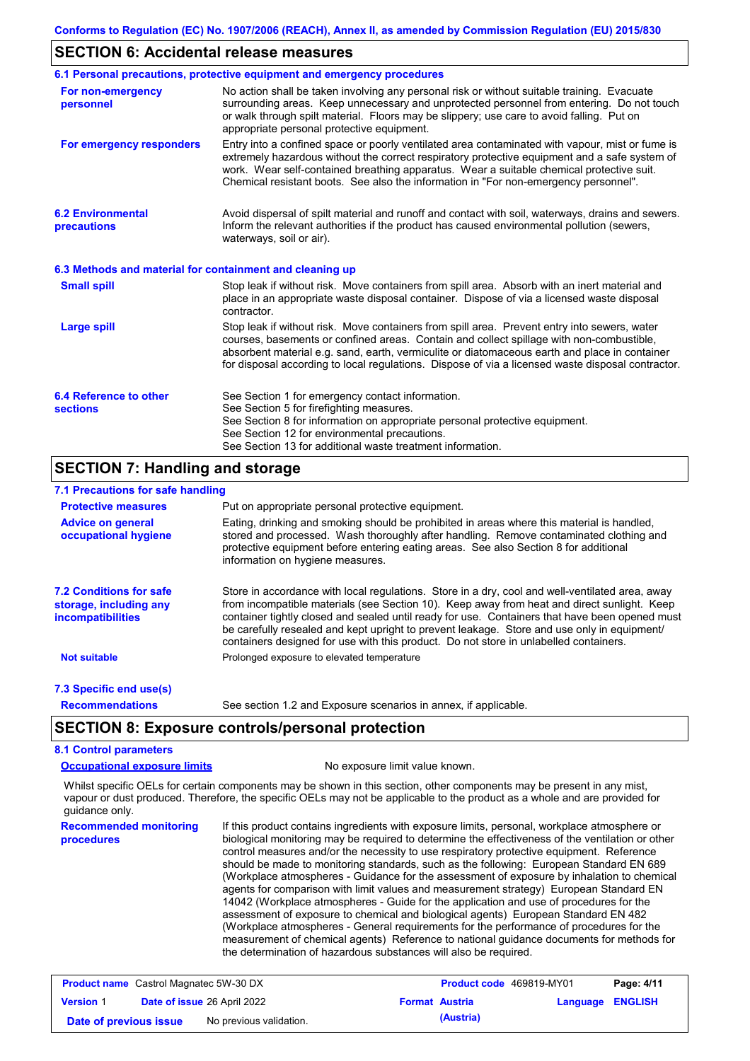## SECTION 6: Accidental release measures

### 6.1 Personal precautions, protective equipment and emergency procedures

**For non-emergency personnel**

No action shall be taken involving any personal risk or without suitable training. Evacuate surrounding areas. Keep unnecessary and unprotected personnel from entering. Do not touch or walk through spilt material. Floors may be slippery; use care to avoid falling. Put on appropriate personal protective equipment.

**For emergency responders**

Entry into a confined space or poorly ventilated area contaminated with vapour, mist or fume is extremely hazardous without the correct respiratory protective equipment and a safe system of work. Wear self-contained breathing apparatus. Wear a suitable chemical protective suit. Chemical resistant boots. See also the information in "For non-emergency personnel".

### 6.2 Environmental precautions

Avoid dispersal of spilt material and runoff and contact with soil, waterways, drains and sewers. Inform the relevant authorities if the product has caused environmental pollution (sewers, waterways, soil or air).

### 6.3 Methods and material for containment and cleaning up

**Small spill**

Stop leak if without risk. Move containers from spill area. Absorb with an inert material and place in an appropriate waste disposal container. Dispose of via a licensed waste disposal contractor.

**Large spill**

Stop leak if without risk. Move containers from spill area. Prevent entry into sewers, water courses, basements or confined areas. Contain and collect spillage with non-combustible, absorbent material e.g. sand, earth, vermiculite or diatomaceous earth and place in container for disposal according to local regulations. Dispose of via a licensed waste disposal contractor.

### 6.4 Reference to other sections

See Section 1 for emergency contact information.
See Section 5 for firefighting measures.
See Section 8 for information on appropriate personal protective equipment.
See Section 12 for environmental precautions.
See Section 13 for additional waste treatment information.

## SECTION 7: Handling and storage

### 7.1 Precautions for safe handling

**Protective measures**

Put on appropriate personal protective equipment.

**Advice on general occupational hygiene**

Eating, drinking and smoking should be prohibited in areas where this material is handled, stored and processed. Wash thoroughly after handling. Remove contaminated clothing and protective equipment before entering eating areas. See also Section 8 for additional information on hygiene measures.

### 7.2 Conditions for safe storage, including any incompatibilities

Store in accordance with local regulations. Store in a dry, cool and well-ventilated area, away from incompatible materials (see Section 10). Keep away from heat and direct sunlight. Keep container tightly closed and sealed until ready for use. Containers that have been opened must be carefully resealed and kept upright to prevent leakage. Store and use only in equipment/ containers designed for use with this product. Do not store in unlabelled containers.

**Not suitable**

Prolonged exposure to elevated temperature

### 7.3 Specific end use(s)

**Recommendations**

See section 1.2 and Exposure scenarios in annex, if applicable.

## SECTION 8: Exposure controls/personal protection

### 8.1 Control parameters

**Occupational exposure limits**

No exposure limit value known.

Whilst specific OELs for certain components may be shown in this section, other components may be present in any mist, vapour or dust produced. Therefore, the specific OELs may not be applicable to the product as a whole and are provided for guidance only.

**Recommended monitoring procedures**

If this product contains ingredients with exposure limits, personal, workplace atmosphere or biological monitoring may be required to determine the effectiveness of the ventilation or other control measures and/or the necessity to use respiratory protective equipment. Reference should be made to monitoring standards, such as the following: European Standard EN 689 (Workplace atmospheres - Guidance for the assessment of exposure by inhalation to chemical agents for comparison with limit values and measurement strategy) European Standard EN 14042 (Workplace atmospheres - Guide for the application and use of procedures for the assessment of exposure to chemical and biological agents) European Standard EN 482 (Workplace atmospheres - General requirements for the performance of procedures for the measurement of chemical agents) Reference to national guidance documents for methods for the determination of hazardous substances will also be required.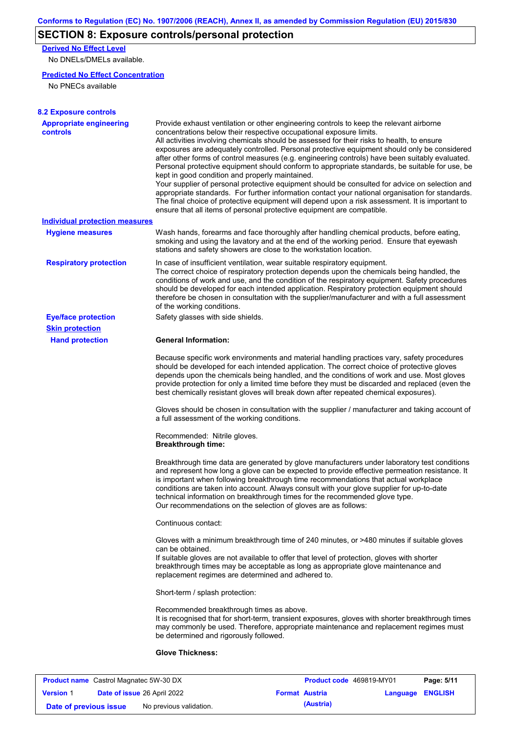## SECTION 8: Exposure controls/personal protection

**Derived No Effect Level**

No DNELs/DMELs available.

**Predicted No Effect Concentration**

No PNECs available

### 8.2 Exposure controls

**Appropriate engineering controls**

Provide exhaust ventilation or other engineering controls to keep the relevant airborne concentrations below their respective occupational exposure limits.
All activities involving chemicals should be assessed for their risks to health, to ensure exposures are adequately controlled. Personal protective equipment should only be considered after other forms of control measures (e.g. engineering controls) have been suitably evaluated. Personal protective equipment should conform to appropriate standards, be suitable for use, be kept in good condition and properly maintained.
Your supplier of personal protective equipment should be consulted for advice on selection and appropriate standards. For further information contact your national organisation for standards. The final choice of protective equipment will depend upon a risk assessment. It is important to ensure that all items of personal protective equipment are compatible.

**Individual protection measures**

**Hygiene measures**

Wash hands, forearms and face thoroughly after handling chemical products, before eating, smoking and using the lavatory and at the end of the working period. Ensure that eyewash stations and safety showers are close to the workstation location.

**Respiratory protection**

In case of insufficient ventilation, wear suitable respiratory equipment.
The correct choice of respiratory protection depends upon the chemicals being handled, the conditions of work and use, and the condition of the respiratory equipment. Safety procedures should be developed for each intended application. Respiratory protection equipment should therefore be chosen in consultation with the supplier/manufacturer and with a full assessment of the working conditions.

**Eye/face protection**

Safety glasses with side shields.

**Skin protection**

**Hand protection**

**General Information:**

Because specific work environments and material handling practices vary, safety procedures should be developed for each intended application. The correct choice of protective gloves depends upon the chemicals being handled, and the conditions of work and use. Most gloves provide protection for only a limited time before they must be discarded and replaced (even the best chemically resistant gloves will break down after repeated chemical exposures).

Gloves should be chosen in consultation with the supplier / manufacturer and taking account of a full assessment of the working conditions.

Recommended: Nitrile gloves.

**Breakthrough time:**

Breakthrough time data are generated by glove manufacturers under laboratory test conditions and represent how long a glove can be expected to provide effective permeation resistance. It is important when following breakthrough time recommendations that actual workplace conditions are taken into account. Always consult with your glove supplier for up-to-date technical information on breakthrough times for the recommended glove type.
Our recommendations on the selection of gloves are as follows:

Continuous contact:

Gloves with a minimum breakthrough time of 240 minutes, or >480 minutes if suitable gloves can be obtained.
If suitable gloves are not available to offer that level of protection, gloves with shorter breakthrough times may be acceptable as long as appropriate glove maintenance and replacement regimes are determined and adhered to.

Short-term / splash protection:

Recommended breakthrough times as above.
It is recognised that for short-term, transient exposures, gloves with shorter breakthrough times may commonly be used. Therefore, appropriate maintenance and replacement regimes must be determined and rigorously followed.

**Glove Thickness:**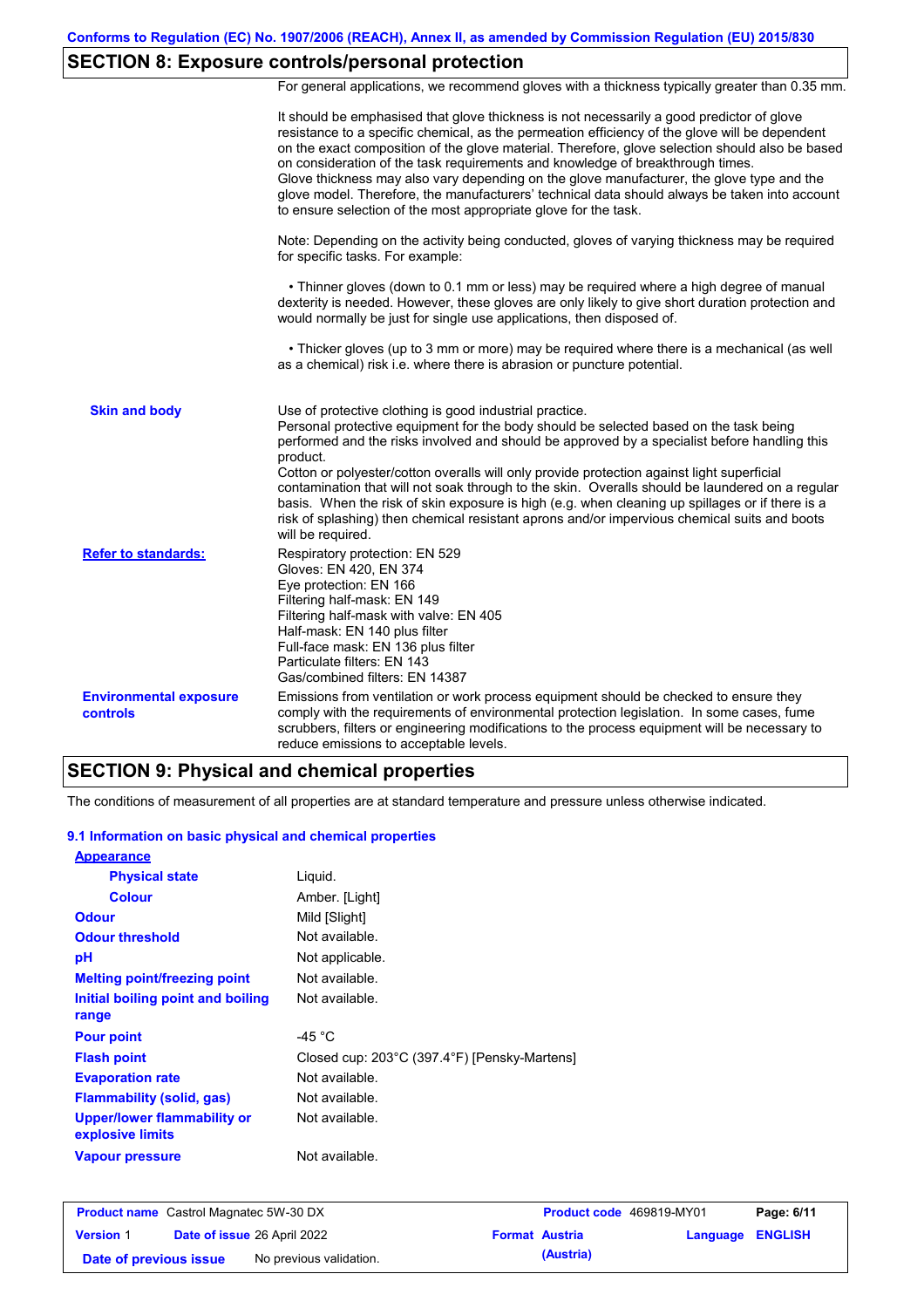## SECTION 8: Exposure controls/personal protection

For general applications, we recommend gloves with a thickness typically greater than 0.35 mm.

It should be emphasised that glove thickness is not necessarily a good predictor of glove resistance to a specific chemical, as the permeation efficiency of the glove will be dependent on the exact composition of the glove material. Therefore, glove selection should also be based on consideration of the task requirements and knowledge of breakthrough times.
Glove thickness may also vary depending on the glove manufacturer, the glove type and the glove model. Therefore, the manufacturers' technical data should always be taken into account to ensure selection of the most appropriate glove for the task.

Note: Depending on the activity being conducted, gloves of varying thickness may be required for specific tasks. For example:

• Thinner gloves (down to 0.1 mm or less) may be required where a high degree of manual dexterity is needed. However, these gloves are only likely to give short duration protection and would normally be just for single use applications, then disposed of.

• Thicker gloves (up to 3 mm or more) may be required where there is a mechanical (as well as a chemical) risk i.e. where there is abrasion or puncture potential.

**Skin and body**

Use of protective clothing is good industrial practice.
Personal protective equipment for the body should be selected based on the task being performed and the risks involved and should be approved by a specialist before handling this product.
Cotton or polyester/cotton overalls will only provide protection against light superficial contamination that will not soak through to the skin. Overalls should be laundered on a regular basis. When the risk of skin exposure is high (e.g. when cleaning up spillages or if there is a risk of splashing) then chemical resistant aprons and/or impervious chemical suits and boots will be required.

**Refer to standards:**

Respiratory protection: EN 529
Gloves: EN 420, EN 374
Eye protection: EN 166
Filtering half-mask: EN 149
Filtering half-mask with valve: EN 405
Half-mask: EN 140 plus filter
Full-face mask: EN 136 plus filter
Particulate filters: EN 143
Gas/combined filters: EN 14387

**Environmental exposure controls**

Emissions from ventilation or work process equipment should be checked to ensure they comply with the requirements of environmental protection legislation. In some cases, fume scrubbers, filters or engineering modifications to the process equipment will be necessary to reduce emissions to acceptable levels.

## SECTION 9: Physical and chemical properties

The conditions of measurement of all properties are at standard temperature and pressure unless otherwise indicated.

### 9.1 Information on basic physical and chemical properties

**Appearance**

| | |
|---|---|
| **Physical state** | Liquid. |
| **Colour** | Amber. [Light] |
| **Odour** | Mild [Slight] |
| **Odour threshold** | Not available. |
| **pH** | Not applicable. |
| **Melting point/freezing point** | Not available. |
| **Initial boiling point and boiling range** | Not available. |
| **Pour point** | -45 °C |
| **Flash point** | Closed cup: 203°C (397.4°F) [Pensky-Martens] |
| **Evaporation rate** | Not available. |
| **Flammability (solid, gas)** | Not available. |
| **Upper/lower flammability or explosive limits** | Not available. |
| **Vapour pressure** | Not available. |

| | | | |
|---|---|---|---|
| **Product name** Castrol Magnatec 5W-30 DX | | **Product code** 469819-MY01 | **Page:** 6/11 |
| **Version** 1 | **Date of issue** 26 April 2022 | **Format** Austria (Austria) | **Language** ENGLISH |
| **Date of previous issue** | No previous validation. | | |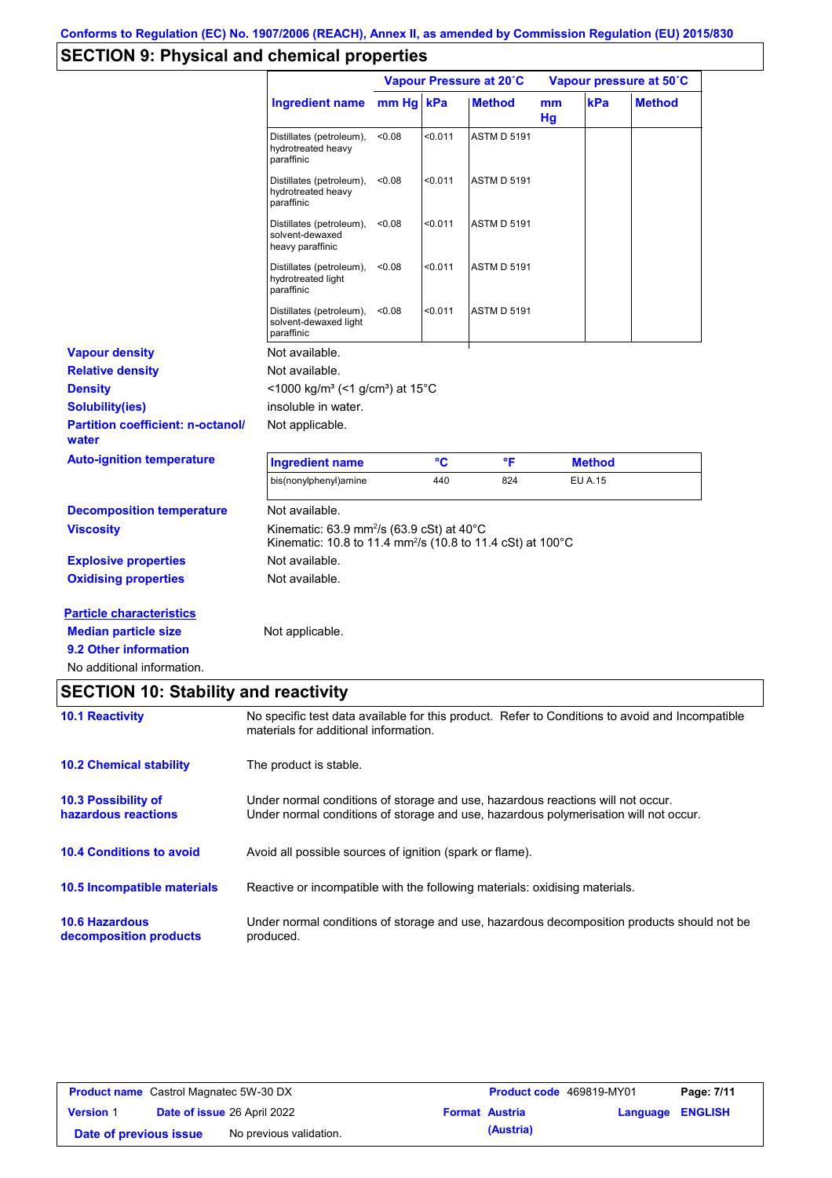Conforms to Regulation (EC) No. 1907/2006 (REACH), Annex II, as amended by Commission Regulation (EU) 2015/830

## SECTION 9: Physical and chemical properties

| Ingredient name | Vapour Pressure at 20˚C | | | Vapour pressure at 50˚C | | |
|---|---|---|---|---|---|---|
| | mm Hg | kPa | Method | mm Hg | kPa | Method |
| Distillates (petroleum), hydrotreated heavy paraffinic | <0.08 | <0.011 | ASTM D 5191 | | | |
| Distillates (petroleum), hydrotreated heavy paraffinic | <0.08 | <0.011 | ASTM D 5191 | | | |
| Distillates (petroleum), solvent-dewaxed heavy paraffinic | <0.08 | <0.011 | ASTM D 5191 | | | |
| Distillates (petroleum), hydrotreated light paraffinic | <0.08 | <0.011 | ASTM D 5191 | | | |
| Distillates (petroleum), solvent-dewaxed light paraffinic | <0.08 | <0.011 | ASTM D 5191 | | | |

**Vapour density** Not available.

**Relative density** Not available.

**Density** <1000 kg/m³ (<1 g/cm³) at 15°C

**Solubility(ies)** insoluble in water.

**Partition coefficient: n-octanol/ water** Not applicable.

**Auto-ignition temperature**

| Ingredient name | °C | °F | Method |
|---|---|---|---|
| bis(nonylphenyl)amine | 440 | 824 | EU A.15 |

**Decomposition temperature** Not available.

**Viscosity** Kinematic: 63.9 mm²/s (63.9 cSt) at 40°C
Kinematic: 10.8 to 11.4 mm²/s (10.8 to 11.4 cSt) at 100°C

**Explosive properties** Not available.

**Oxidising properties** Not available.

**Particle characteristics**

**Median particle size** Not applicable.

**9.2 Other information**

No additional information.

## SECTION 10: Stability and reactivity

**10.1 Reactivity** No specific test data available for this product. Refer to Conditions to avoid and Incompatible materials for additional information.

**10.2 Chemical stability** The product is stable.

**10.3 Possibility of hazardous reactions** Under normal conditions of storage and use, hazardous reactions will not occur.
Under normal conditions of storage and use, hazardous polymerisation will not occur.

**10.4 Conditions to avoid** Avoid all possible sources of ignition (spark or flame).

**10.5 Incompatible materials** Reactive or incompatible with the following materials: oxidising materials.

**10.6 Hazardous decomposition products** Under normal conditions of storage and use, hazardous decomposition products should not be produced.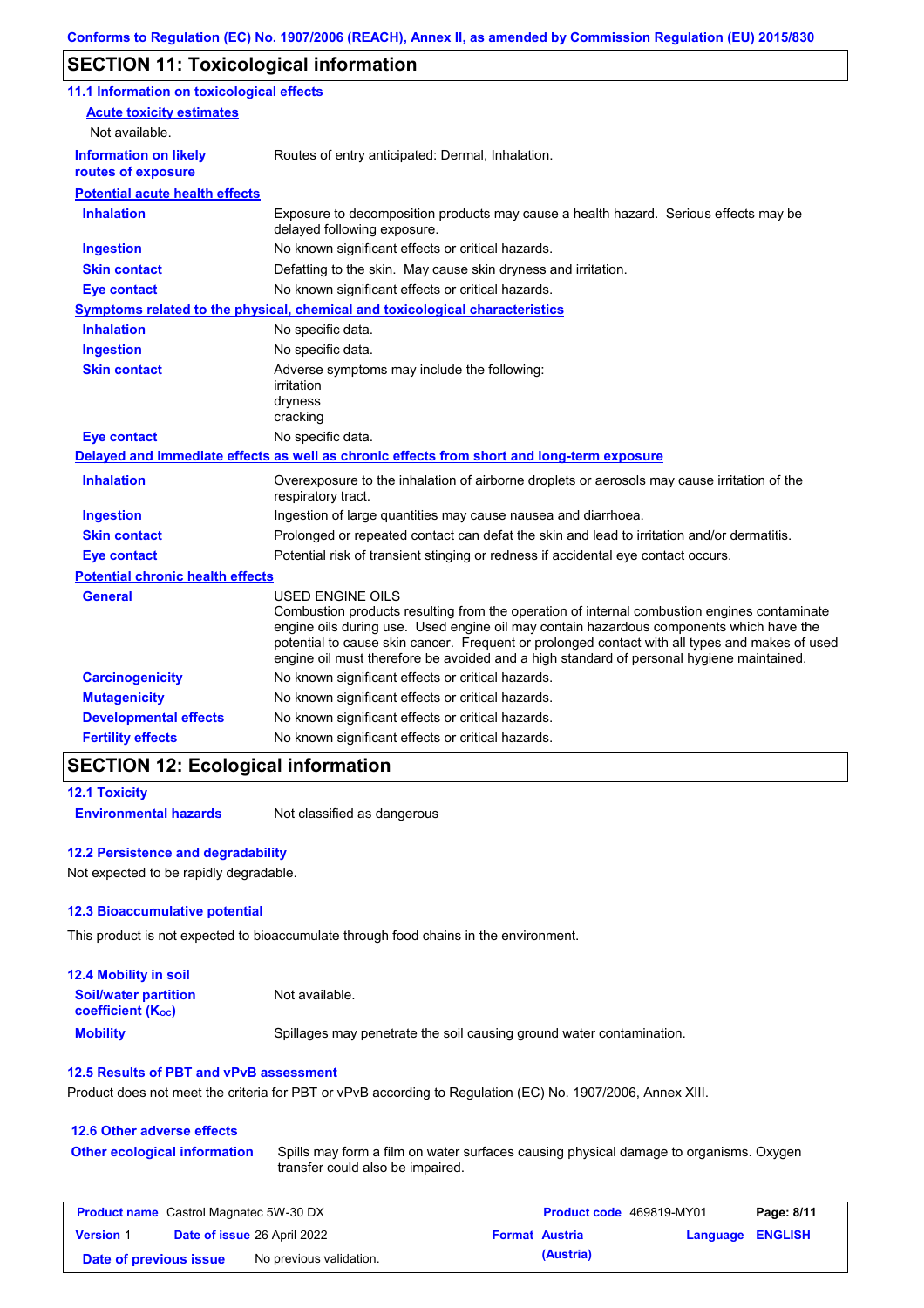## SECTION 11: Toxicological information

### 11.1 Information on toxicological effects

**Acute toxicity estimates**

Not available.

| | |
|---|---|
| **Information on likely routes of exposure** | Routes of entry anticipated: Dermal, Inhalation. |

**Potential acute health effects**

| | |
|---|---|
| **Inhalation** | Exposure to decomposition products may cause a health hazard. Serious effects may be delayed following exposure. |
| **Ingestion** | No known significant effects or critical hazards. |
| **Skin contact** | Defatting to the skin. May cause skin dryness and irritation. |
| **Eye contact** | No known significant effects or critical hazards. |

**Symptoms related to the physical, chemical and toxicological characteristics**

| | |
|---|---|
| **Inhalation** | No specific data. |
| **Ingestion** | No specific data. |
| **Skin contact** | Adverse symptoms may include the following:<br>irritation<br>dryness<br>cracking |
| **Eye contact** | No specific data. |

**Delayed and immediate effects as well as chronic effects from short and long-term exposure**

| | |
|---|---|
| **Inhalation** | Overexposure to the inhalation of airborne droplets or aerosols may cause irritation of the respiratory tract. |
| **Ingestion** | Ingestion of large quantities may cause nausea and diarrhoea. |
| **Skin contact** | Prolonged or repeated contact can defat the skin and lead to irritation and/or dermatitis. |
| **Eye contact** | Potential risk of transient stinging or redness if accidental eye contact occurs. |

**Potential chronic health effects**

| | |
|---|---|
| **General** | USED ENGINE OILS<br>Combustion products resulting from the operation of internal combustion engines contaminate engine oils during use. Used engine oil may contain hazardous components which have the potential to cause skin cancer. Frequent or prolonged contact with all types and makes of used engine oil must therefore be avoided and a high standard of personal hygiene maintained. |
| **Carcinogenicity** | No known significant effects or critical hazards. |
| **Mutagenicity** | No known significant effects or critical hazards. |
| **Developmental effects** | No known significant effects or critical hazards. |
| **Fertility effects** | No known significant effects or critical hazards. |

## SECTION 12: Ecological information

### 12.1 Toxicity

| | |
|---|---|
| **Environmental hazards** | Not classified as dangerous |

### 12.2 Persistence and degradability

Not expected to be rapidly degradable.

### 12.3 Bioaccumulative potential

This product is not expected to bioaccumulate through food chains in the environment.

### 12.4 Mobility in soil

| | |
|---|---|
| **Soil/water partition coefficient ($K_{OC}$)** | Not available. |
| **Mobility** | Spillages may penetrate the soil causing ground water contamination. |

### 12.5 Results of PBT and vPvB assessment

Product does not meet the criteria for PBT or vPvB according to Regulation (EC) No. 1907/2006, Annex XIII.

### 12.6 Other adverse effects

| | |
|---|---|
| **Other ecological information** | Spills may form a film on water surfaces causing physical damage to organisms. Oxygen transfer could also be impaired. |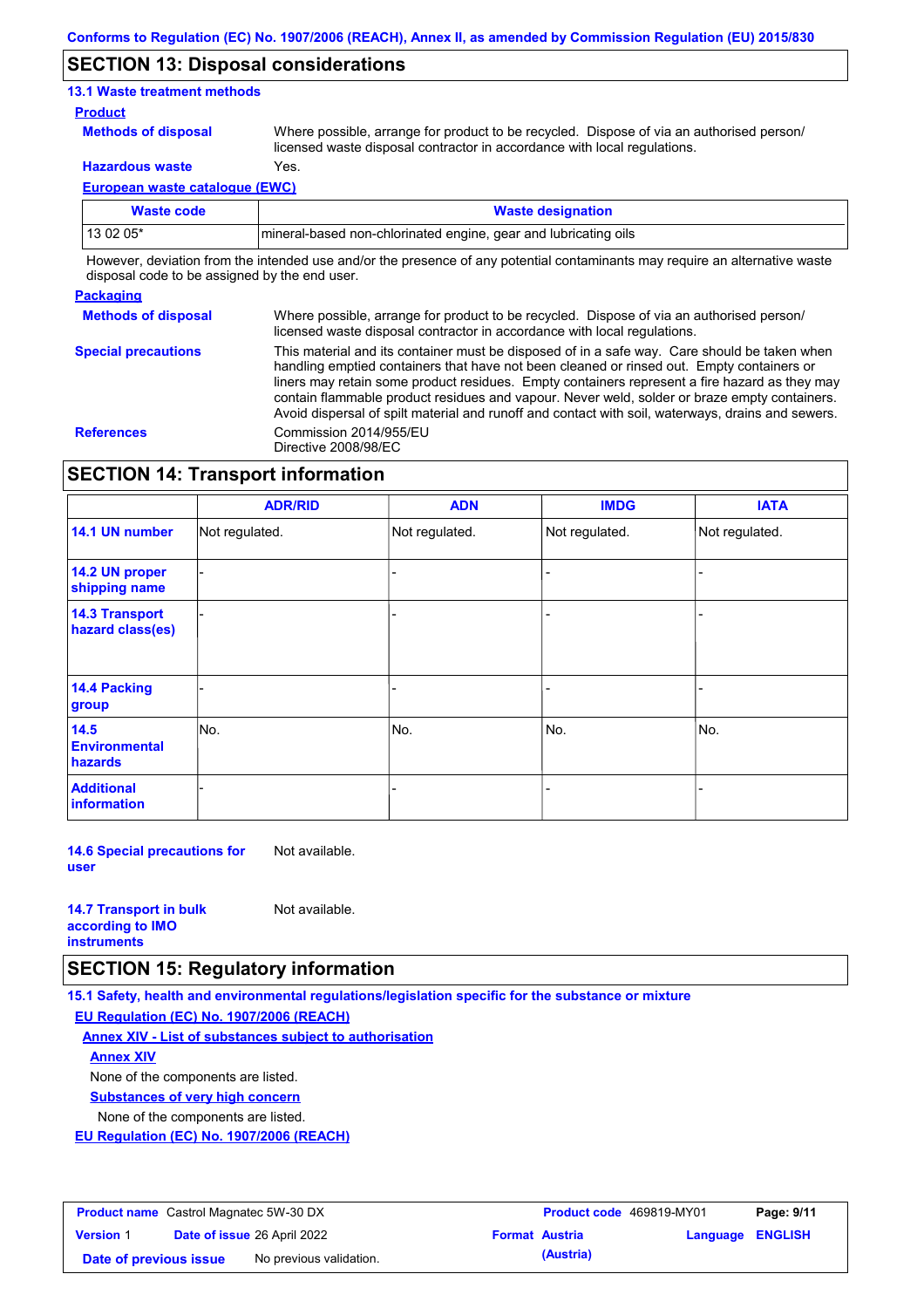## SECTION 13: Disposal considerations

### 13.1 Waste treatment methods

**Product**

**Methods of disposal**: Where possible, arrange for product to be recycled. Dispose of via an authorised person/ licensed waste disposal contractor in accordance with local regulations.

**Hazardous waste**: Yes.

**European waste catalogue (EWC)**

| Waste code | Waste designation |
|---|---|
| 13 02 05* | mineral-based non-chlorinated engine, gear and lubricating oils |

However, deviation from the intended use and/or the presence of any potential contaminants may require an alternative waste disposal code to be assigned by the end user.

**Packaging**

**Methods of disposal**: Where possible, arrange for product to be recycled. Dispose of via an authorised person/ licensed waste disposal contractor in accordance with local regulations.

**Special precautions**: This material and its container must be disposed of in a safe way. Care should be taken when handling emptied containers that have not been cleaned or rinsed out. Empty containers or liners may retain some product residues. Empty containers represent a fire hazard as they may contain flammable product residues and vapour. Never weld, solder or braze empty containers. Avoid dispersal of spilt material and runoff and contact with soil, waterways, drains and sewers.

**References**: Commission 2014/955/EU
Directive 2008/98/EC

## SECTION 14: Transport information

| | ADR/RID | ADN | IMDG | IATA |
|---|---|---|---|---|
| 14.1 UN number | Not regulated. | Not regulated. | Not regulated. | Not regulated. |
| 14.2 UN proper shipping name | - | - | - | - |
| 14.3 Transport hazard class(es) | - | - | - | - |
| 14.4 Packing group | - | - | - | - |
| 14.5 Environmental hazards | No. | No. | No. | No. |
| Additional information | - | - | - | - |

**14.6 Special precautions for user**: Not available.

**14.7 Transport in bulk according to IMO instruments**: Not available.

## SECTION 15: Regulatory information

### 15.1 Safety, health and environmental regulations/legislation specific for the substance or mixture

**EU Regulation (EC) No. 1907/2006 (REACH)**

**Annex XIV - List of substances subject to authorisation**

**Annex XIV**

None of the components are listed.

**Substances of very high concern**

None of the components are listed.

**EU Regulation (EC) No. 1907/2006 (REACH)**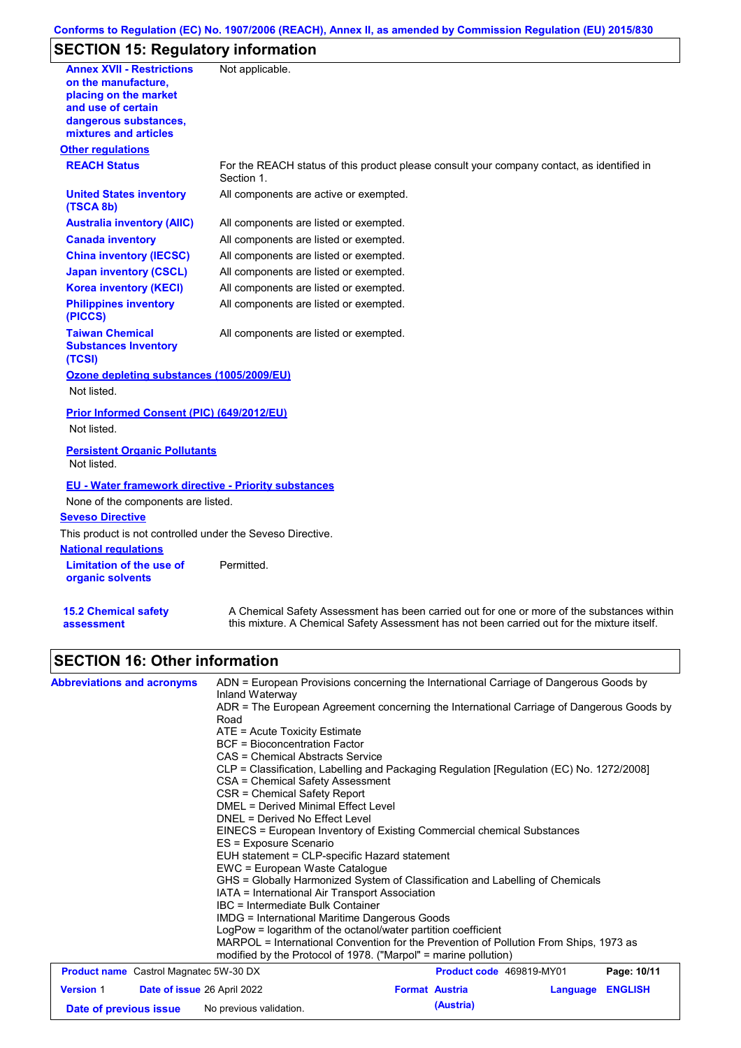## SECTION 15: Regulatory information

| | |
|---|---|
| **Annex XVII - Restrictions on the manufacture, placing on the market and use of certain dangerous substances, mixtures and articles** | Not applicable. |

**Other regulations**

| | |
|---|---|
| **REACH Status** | For the REACH status of this product please consult your company contact, as identified in Section 1. |
| **United States inventory (TSCA 8b)** | All components are active or exempted. |
| **Australia inventory (AIIC)** | All components are listed or exempted. |
| **Canada inventory** | All components are listed or exempted. |
| **China inventory (IECSC)** | All components are listed or exempted. |
| **Japan inventory (CSCL)** | All components are listed or exempted. |
| **Korea inventory (KECI)** | All components are listed or exempted. |
| **Philippines inventory (PICCS)** | All components are listed or exempted. |
| **Taiwan Chemical Substances Inventory (TCSI)** | All components are listed or exempted. |

**Ozone depleting substances (1005/2009/EU)**

Not listed.

**Prior Informed Consent (PIC) (649/2012/EU)**

Not listed.

**Persistent Organic Pollutants**

Not listed.

**EU - Water framework directive - Priority substances**

None of the components are listed.

**Seveso Directive**

This product is not controlled under the Seveso Directive.

**National regulations**

| | |
|---|---|
| **Limitation of the use of organic solvents** | Permitted. |
| **15.2 Chemical safety assessment** | A Chemical Safety Assessment has been carried out for one or more of the substances within this mixture. A Chemical Safety Assessment has not been carried out for the mixture itself. |

## SECTION 16: Other information

**Abbreviations and acronyms**

ADN = European Provisions concerning the International Carriage of Dangerous Goods by Inland Waterway
ADR = The European Agreement concerning the International Carriage of Dangerous Goods by Road
ATE = Acute Toxicity Estimate
BCF = Bioconcentration Factor
CAS = Chemical Abstracts Service
CLP = Classification, Labelling and Packaging Regulation [Regulation (EC) No. 1272/2008]
CSA = Chemical Safety Assessment
CSR = Chemical Safety Report
DMEL = Derived Minimal Effect Level
DNEL = Derived No Effect Level
EINECS = European Inventory of Existing Commercial chemical Substances
ES = Exposure Scenario
EUH statement = CLP-specific Hazard statement
EWC = European Waste Catalogue
GHS = Globally Harmonized System of Classification and Labelling of Chemicals
IATA = International Air Transport Association
IBC = Intermediate Bulk Container
IMDG = International Maritime Dangerous Goods
LogPow = logarithm of the octanol/water partition coefficient
MARPOL = International Convention for the Prevention of Pollution From Ships, 1973 as modified by the Protocol of 1978. ("Marpol" = marine pollution)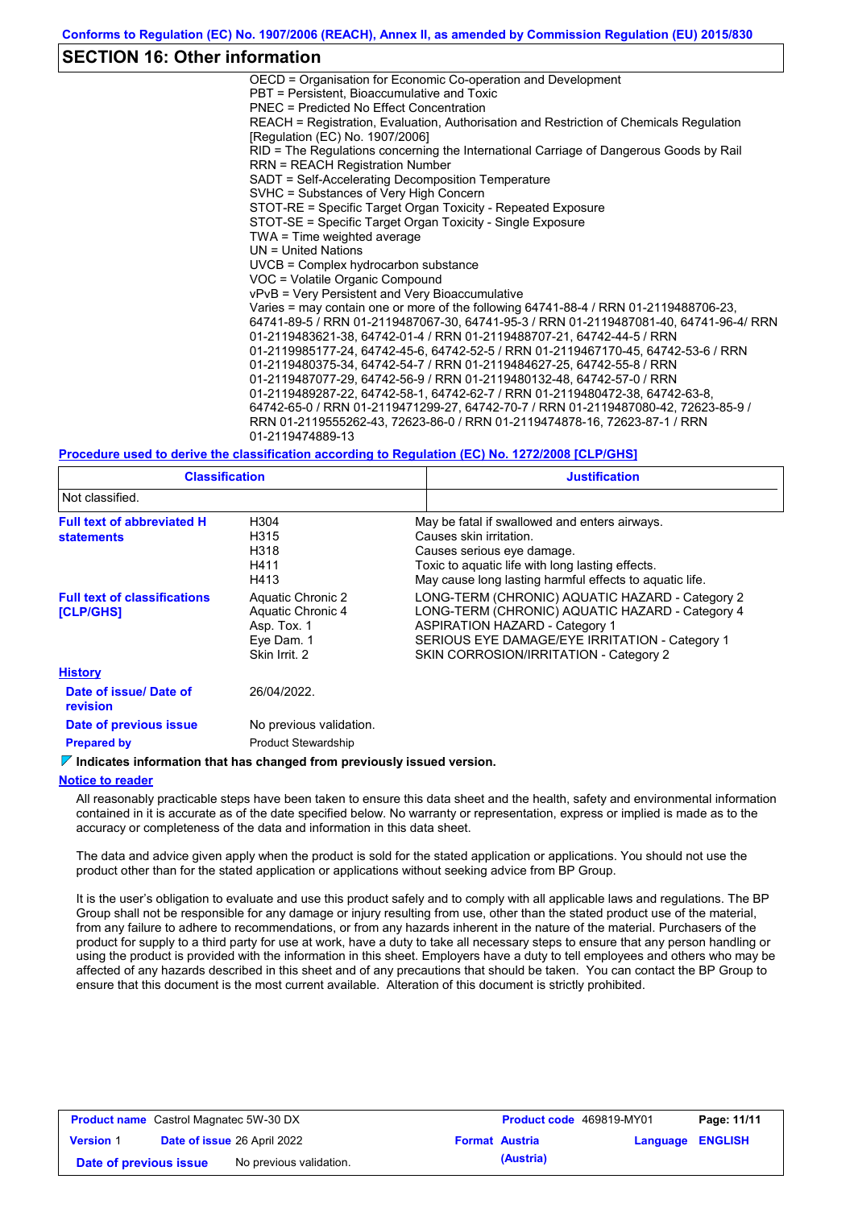Conforms to Regulation (EC) No. 1907/2006 (REACH), Annex II, as amended by Commission Regulation (EU) 2015/830

## SECTION 16: Other information

OECD = Organisation for Economic Co-operation and Development
PBT = Persistent, Bioaccumulative and Toxic
PNEC = Predicted No Effect Concentration
REACH = Registration, Evaluation, Authorisation and Restriction of Chemicals Regulation [Regulation (EC) No. 1907/2006]
RID = The Regulations concerning the International Carriage of Dangerous Goods by Rail
RRN = REACH Registration Number
SADT = Self-Accelerating Decomposition Temperature
SVHC = Substances of Very High Concern
STOT-RE = Specific Target Organ Toxicity - Repeated Exposure
STOT-SE = Specific Target Organ Toxicity - Single Exposure
TWA = Time weighted average
UN = United Nations
UVCB = Complex hydrocarbon substance
VOC = Volatile Organic Compound
vPvB = Very Persistent and Very Bioaccumulative
Varies = may contain one or more of the following 64741-88-4 / RRN 01-2119488706-23, 64741-89-5 / RRN 01-2119487067-30, 64741-95-3 / RRN 01-2119487081-40, 64741-96-4/ RRN 01-2119483621-38, 64742-01-4 / RRN 01-2119488707-21, 64742-44-5 / RRN 01-2119985177-24, 64742-45-6, 64742-52-5 / RRN 01-2119467170-45, 64742-53-6 / RRN 01-2119480375-34, 64742-54-7 / RRN 01-2119484627-25, 64742-55-8 / RRN 01-2119487077-29, 64742-56-9 / RRN 01-2119480132-48, 64742-57-0 / RRN 01-2119489287-22, 64742-58-1, 64742-62-7 / RRN 01-2119480472-38, 64742-63-8, 64742-65-0 / RRN 01-2119471299-27, 64742-70-7 / RRN 01-2119487080-42, 72623-85-9 / RRN 01-2119555262-43, 72623-86-0 / RRN 01-2119474878-16, 72623-87-1 / RRN 01-2119474889-13

**Procedure used to derive the classification according to Regulation (EC) No. 1272/2008 [CLP/GHS]**

| Classification | Justification |
|---|---|
| Not classified. | |

**Full text of abbreviated H statements**

| | | |
|---|---|---|
| H304 | May be fatal if swallowed and enters airways. |
| H315 | Causes skin irritation. |
| H318 | Causes serious eye damage. |
| H411 | Toxic to aquatic life with long lasting effects. |
| H413 | May cause long lasting harmful effects to aquatic life. |

**Full text of classifications [CLP/GHS]**

| | |
|---|---|
| Aquatic Chronic 2 | LONG-TERM (CHRONIC) AQUATIC HAZARD - Category 2 |
| Aquatic Chronic 4 | LONG-TERM (CHRONIC) AQUATIC HAZARD - Category 4 |
| Asp. Tox. 1 | ASPIRATION HAZARD - Category 1 |
| Eye Dam. 1 | SERIOUS EYE DAMAGE/EYE IRRITATION - Category 1 |
| Skin Irrit. 2 | SKIN CORROSION/IRRITATION - Category 2 |

**History**

**Date of issue/ Date of revision**: 26/04/2022.

**Date of previous issue**: No previous validation.

**Prepared by**: Product Stewardship

**Indicates information that has changed from previously issued version.**

**Notice to reader**

All reasonably practicable steps have been taken to ensure this data sheet and the health, safety and environmental information contained in it is accurate as of the date specified below. No warranty or representation, express or implied is made as to the accuracy or completeness of the data and information in this data sheet.

The data and advice given apply when the product is sold for the stated application or applications. You should not use the product other than for the stated application or applications without seeking advice from BP Group.

It is the user's obligation to evaluate and use this product safely and to comply with all applicable laws and regulations. The BP Group shall not be responsible for any damage or injury resulting from use, other than the stated product use of the material, from any failure to adhere to recommendations, or from any hazards inherent in the nature of the material. Purchasers of the product for supply to a third party for use at work, have a duty to take all necessary steps to ensure that any person handling or using the product is provided with the information in this sheet. Employers have a duty to tell employees and others who may be affected of any hazards described in this sheet and of any precautions that should be taken. You can contact the BP Group to ensure that this document is the most current available. Alteration of this document is strictly prohibited.